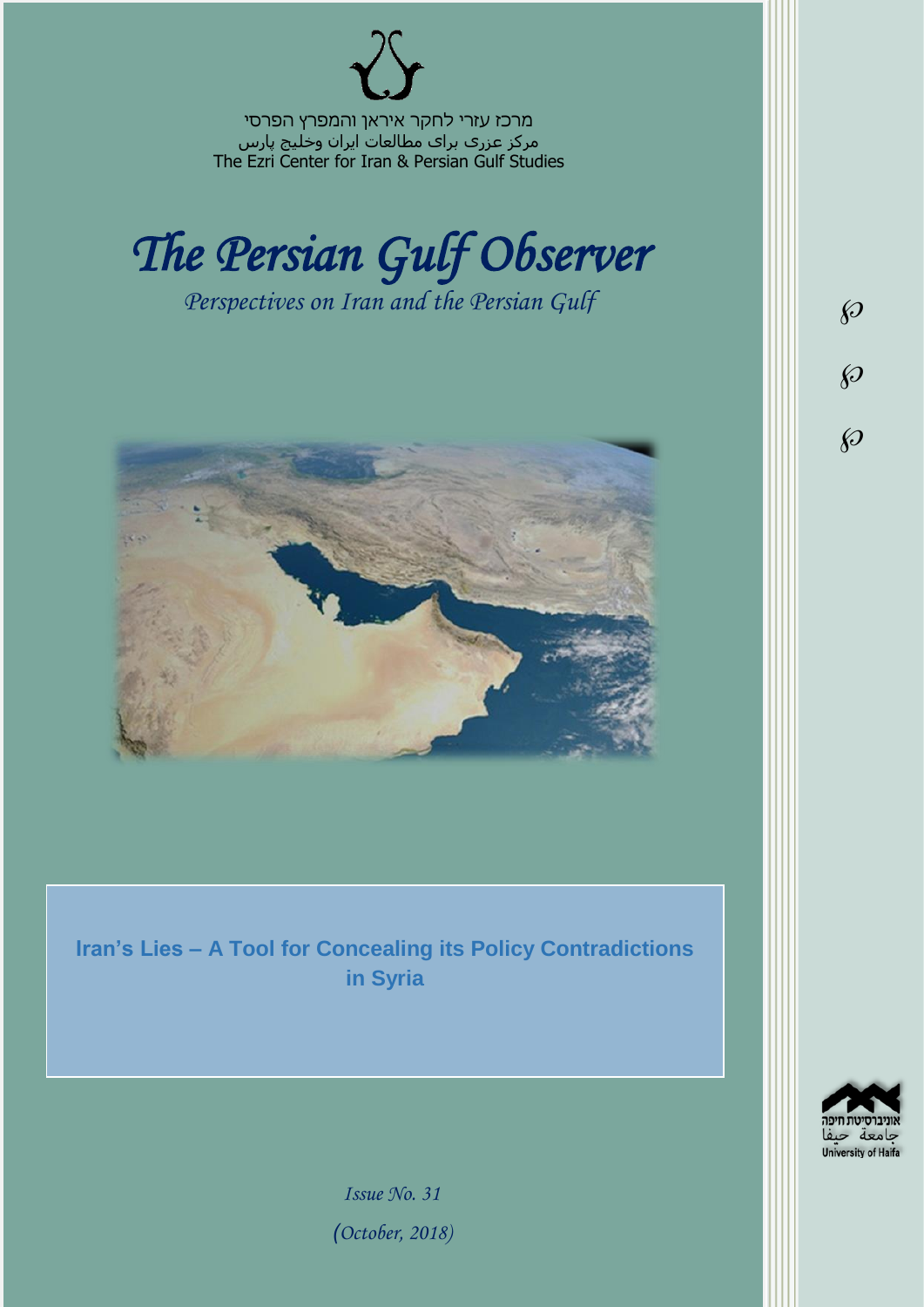מרכז עזרי לחקר איראן והמפרץ הפרסי
مرکز عزری برای مطالعات ایران وخلیج پارس
The Ezri Center for Iran & Persian Gulf Studies

# *The Persian Gulf Observer*

*Perspectives on Iran and the Persian Gulf*

## Iran's Lies – A Tool for Concealing its Policy Contradictions in Syria

*Issue No. 31*

*(October, 2018)*

אוניברסיטת חיפה
جامعة حيفا
University of Haifa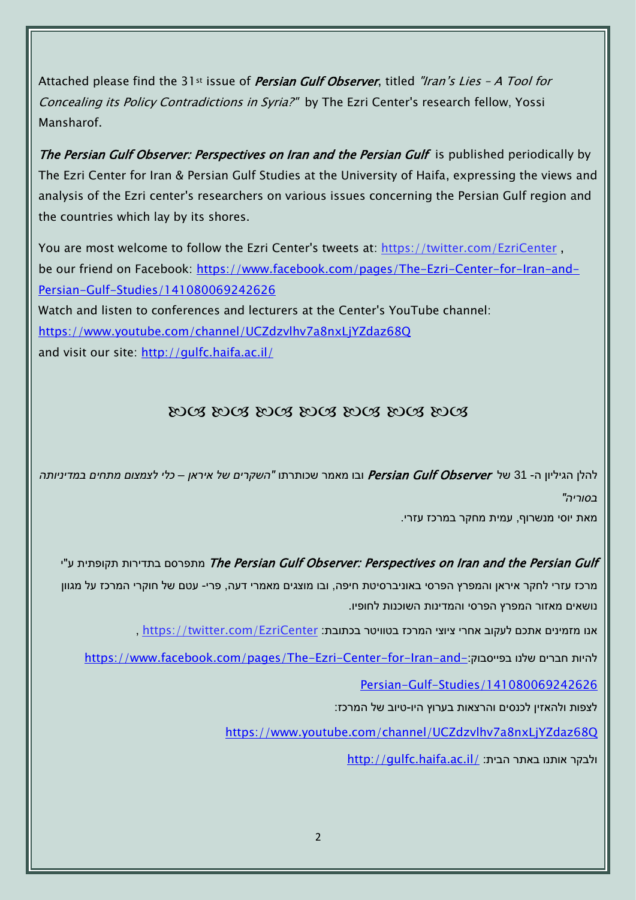Attached please find the 31st issue of ***Persian Gulf Observer***, titled *"Iran's Lies – A Tool for Concealing its Policy Contradictions in Syria?"* by The Ezri Center's research fellow, Yossi Mansharof.

***The Persian Gulf Observer: Perspectives on Iran and the Persian Gulf*** is published periodically by The Ezri Center for Iran & Persian Gulf Studies at the University of Haifa, expressing the views and analysis of the Ezri center's researchers on various issues concerning the Persian Gulf region and the countries which lay by its shores.

You are most welcome to follow the Ezri Center's tweets at: https://twitter.com/EzriCenter ,
be our friend on Facebook: https://www.facebook.com/pages/The-Ezri-Center-for-Iran-and-Persian-Gulf-Studies/141080069242626
Watch and listen to conferences and lecturers at the Center's YouTube channel:
https://www.youtube.com/channel/UCZdzvlhv7a8nxLjYZdaz68Q
and visit our site: http://gulfc.haifa.ac.il/

ཱུ ཱུ ཱུ ཱུ ཱུ ཱུ ཱུ

להלן הגיליון ה- 31 של ***Persian Gulf Observer*** ובו מאמר שכותרתו *"השקרים של איראן – כלי לצמצום מתחים במדיניותה בסוריה"*
מאת יוסי מנשרוף, עמית מחקר במרכז עזרי.

***The Persian Gulf Observer: Perspectives on Iran and the Persian Gulf*** מתפרסם בתדירות תקופתית ע"י מרכז עזרי לחקר איראן והמפרץ הפרסי באוניברסיטת חיפה, ובו מוצגים מאמרי דעה, פרי- עטם של חוקרי המרכז על מגוון נושאים מאזור המפרץ הפרסי והמדינות השוכנות לחופיו.

אנו מזמינים אתכם לעקוב אחרי ציוצי המרכז בטוויטר בכתובת: https://twitter.com/EzriCenter ,

להיות חברים שלנו בפייסבוק: https://www.facebook.com/pages/The-Ezri-Center-for-Iran-and-Persian-Gulf-Studies/141080069242626

לצפות ולהאזין לכנסים והרצאות בערוץ היו-טיוב של המרכז:

https://www.youtube.com/channel/UCZdzvlhv7a8nxLjYZdaz68Q

ולבקר אותנו באתר הבית: http://gulfc.haifa.ac.il/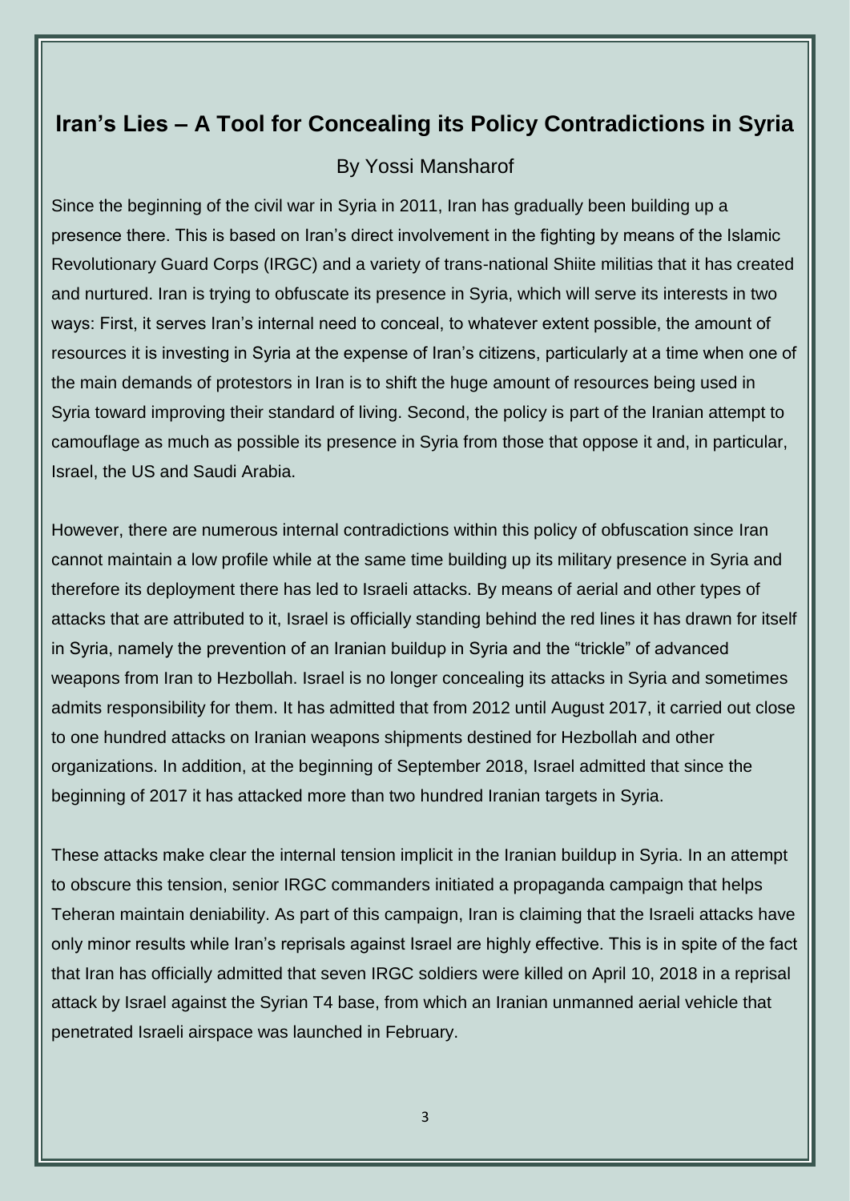## Iran's Lies – A Tool for Concealing its Policy Contradictions in Syria

By Yossi Mansharof

Since the beginning of the civil war in Syria in 2011, Iran has gradually been building up a presence there. This is based on Iran's direct involvement in the fighting by means of the Islamic Revolutionary Guard Corps (IRGC) and a variety of trans-national Shiite militias that it has created and nurtured. Iran is trying to obfuscate its presence in Syria, which will serve its interests in two ways: First, it serves Iran's internal need to conceal, to whatever extent possible, the amount of resources it is investing in Syria at the expense of Iran's citizens, particularly at a time when one of the main demands of protestors in Iran is to shift the huge amount of resources being used in Syria toward improving their standard of living. Second, the policy is part of the Iranian attempt to camouflage as much as possible its presence in Syria from those that oppose it and, in particular, Israel, the US and Saudi Arabia.

However, there are numerous internal contradictions within this policy of obfuscation since Iran cannot maintain a low profile while at the same time building up its military presence in Syria and therefore its deployment there has led to Israeli attacks. By means of aerial and other types of attacks that are attributed to it, Israel is officially standing behind the red lines it has drawn for itself in Syria, namely the prevention of an Iranian buildup in Syria and the "trickle" of advanced weapons from Iran to Hezbollah. Israel is no longer concealing its attacks in Syria and sometimes admits responsibility for them. It has admitted that from 2012 until August 2017, it carried out close to one hundred attacks on Iranian weapons shipments destined for Hezbollah and other organizations. In addition, at the beginning of September 2018, Israel admitted that since the beginning of 2017 it has attacked more than two hundred Iranian targets in Syria.

These attacks make clear the internal tension implicit in the Iranian buildup in Syria. In an attempt to obscure this tension, senior IRGC commanders initiated a propaganda campaign that helps Teheran maintain deniability. As part of this campaign, Iran is claiming that the Israeli attacks have only minor results while Iran's reprisals against Israel are highly effective. This is in spite of the fact that Iran has officially admitted that seven IRGC soldiers were killed on April 10, 2018 in a reprisal attack by Israel against the Syrian T4 base, from which an Iranian unmanned aerial vehicle that penetrated Israeli airspace was launched in February.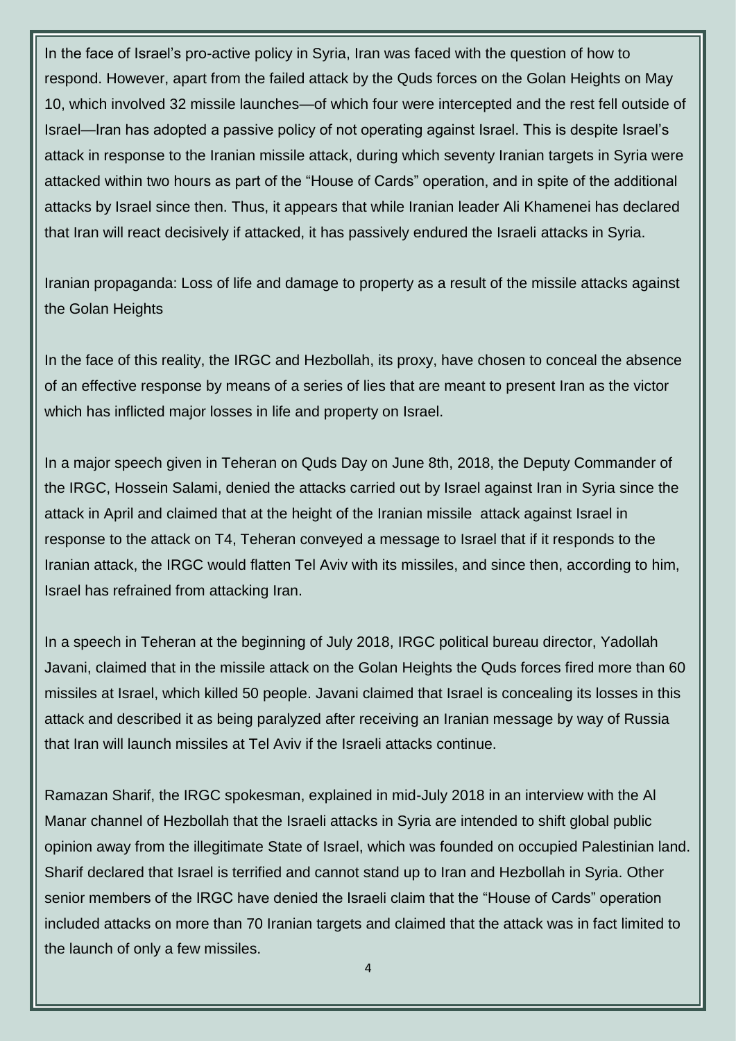In the face of Israel's pro-active policy in Syria, Iran was faced with the question of how to respond. However, apart from the failed attack by the Quds forces on the Golan Heights on May 10, which involved 32 missile launches—of which four were intercepted and the rest fell outside of Israel—Iran has adopted a passive policy of not operating against Israel. This is despite Israel's attack in response to the Iranian missile attack, during which seventy Iranian targets in Syria were attacked within two hours as part of the "House of Cards" operation, and in spite of the additional attacks by Israel since then. Thus, it appears that while Iranian leader Ali Khamenei has declared that Iran will react decisively if attacked, it has passively endured the Israeli attacks in Syria.

## Iranian propaganda: Loss of life and damage to property as a result of the missile attacks against the Golan Heights

In the face of this reality, the IRGC and Hezbollah, its proxy, have chosen to conceal the absence of an effective response by means of a series of lies that are meant to present Iran as the victor which has inflicted major losses in life and property on Israel.

In a major speech given in Teheran on Quds Day on June 8th, 2018, the Deputy Commander of the IRGC, Hossein Salami, denied the attacks carried out by Israel against Iran in Syria since the attack in April and claimed that at the height of the Iranian missile attack against Israel in response to the attack on T4, Teheran conveyed a message to Israel that if it responds to the Iranian attack, the IRGC would flatten Tel Aviv with its missiles, and since then, according to him, Israel has refrained from attacking Iran.

In a speech in Teheran at the beginning of July 2018, IRGC political bureau director, Yadollah Javani, claimed that in the missile attack on the Golan Heights the Quds forces fired more than 60 missiles at Israel, which killed 50 people. Javani claimed that Israel is concealing its losses in this attack and described it as being paralyzed after receiving an Iranian message by way of Russia that Iran will launch missiles at Tel Aviv if the Israeli attacks continue.

Ramazan Sharif, the IRGC spokesman, explained in mid-July 2018 in an interview with the Al Manar channel of Hezbollah that the Israeli attacks in Syria are intended to shift global public opinion away from the illegitimate State of Israel, which was founded on occupied Palestinian land. Sharif declared that Israel is terrified and cannot stand up to Iran and Hezbollah in Syria. Other senior members of the IRGC have denied the Israeli claim that the "House of Cards" operation included attacks on more than 70 Iranian targets and claimed that the attack was in fact limited to the launch of only a few missiles.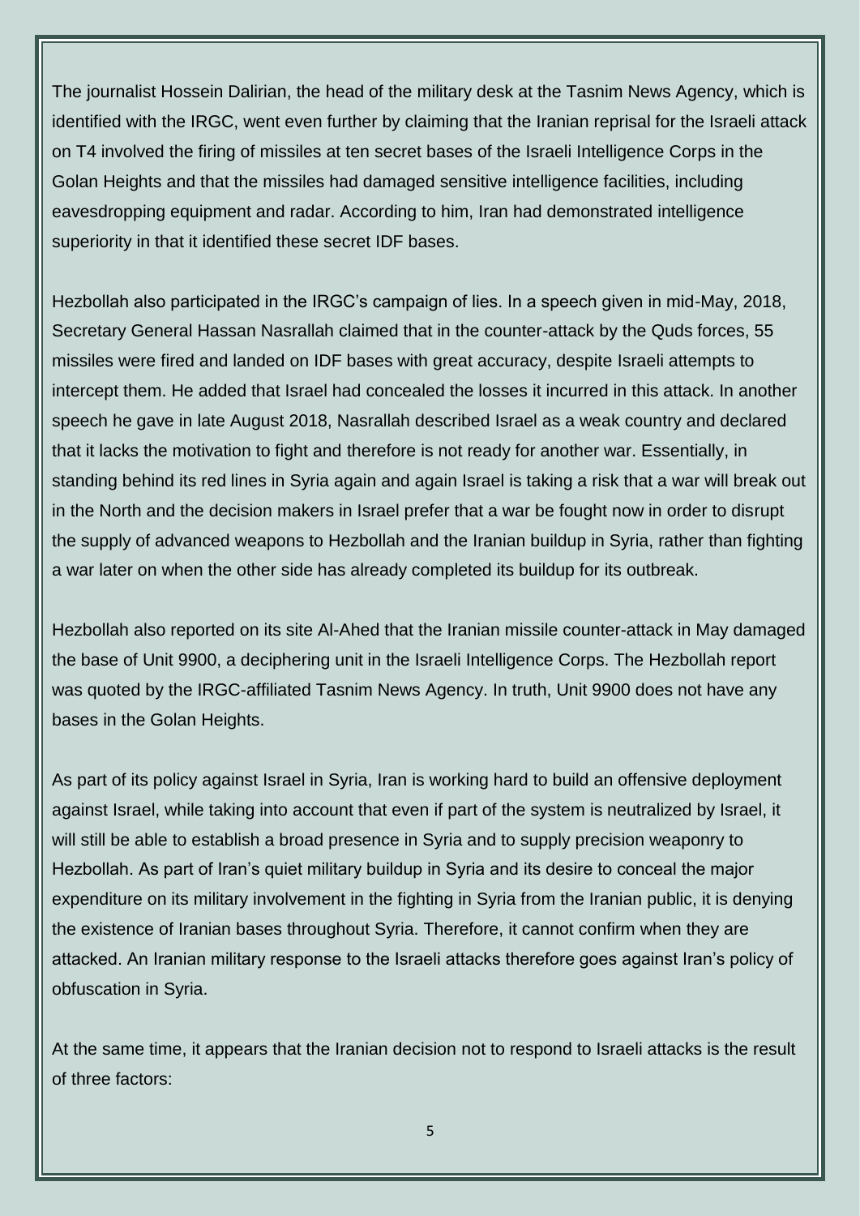The journalist Hossein Dalirian, the head of the military desk at the Tasnim News Agency, which is identified with the IRGC, went even further by claiming that the Iranian reprisal for the Israeli attack on T4 involved the firing of missiles at ten secret bases of the Israeli Intelligence Corps in the Golan Heights and that the missiles had damaged sensitive intelligence facilities, including eavesdropping equipment and radar. According to him, Iran had demonstrated intelligence superiority in that it identified these secret IDF bases.

Hezbollah also participated in the IRGC's campaign of lies. In a speech given in mid-May, 2018, Secretary General Hassan Nasrallah claimed that in the counter-attack by the Quds forces, 55 missiles were fired and landed on IDF bases with great accuracy, despite Israeli attempts to intercept them. He added that Israel had concealed the losses it incurred in this attack. In another speech he gave in late August 2018, Nasrallah described Israel as a weak country and declared that it lacks the motivation to fight and therefore is not ready for another war. Essentially, in standing behind its red lines in Syria again and again Israel is taking a risk that a war will break out in the North and the decision makers in Israel prefer that a war be fought now in order to disrupt the supply of advanced weapons to Hezbollah and the Iranian buildup in Syria, rather than fighting a war later on when the other side has already completed its buildup for its outbreak.

Hezbollah also reported on its site Al-Ahed that the Iranian missile counter-attack in May damaged the base of Unit 9900, a deciphering unit in the Israeli Intelligence Corps. The Hezbollah report was quoted by the IRGC-affiliated Tasnim News Agency. In truth, Unit 9900 does not have any bases in the Golan Heights.

As part of its policy against Israel in Syria, Iran is working hard to build an offensive deployment against Israel, while taking into account that even if part of the system is neutralized by Israel, it will still be able to establish a broad presence in Syria and to supply precision weaponry to Hezbollah. As part of Iran's quiet military buildup in Syria and its desire to conceal the major expenditure on its military involvement in the fighting in Syria from the Iranian public, it is denying the existence of Iranian bases throughout Syria. Therefore, it cannot confirm when they are attacked. An Iranian military response to the Israeli attacks therefore goes against Iran's policy of obfuscation in Syria.

At the same time, it appears that the Iranian decision not to respond to Israeli attacks is the result of three factors: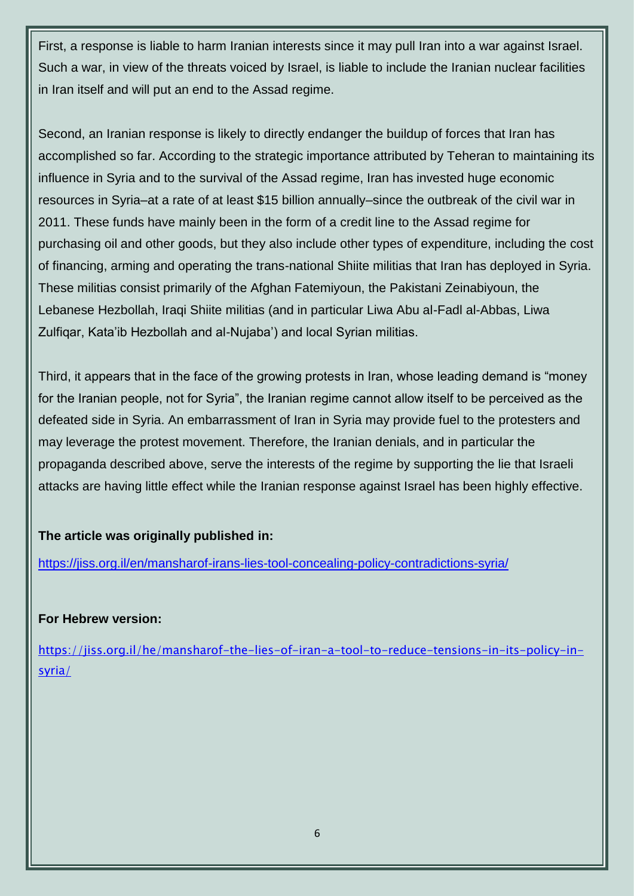First, a response is liable to harm Iranian interests since it may pull Iran into a war against Israel. Such a war, in view of the threats voiced by Israel, is liable to include the Iranian nuclear facilities in Iran itself and will put an end to the Assad regime.

Second, an Iranian response is likely to directly endanger the buildup of forces that Iran has accomplished so far. According to the strategic importance attributed by Teheran to maintaining its influence in Syria and to the survival of the Assad regime, Iran has invested huge economic resources in Syria–at a rate of at least $15 billion annually–since the outbreak of the civil war in 2011. These funds have mainly been in the form of a credit line to the Assad regime for purchasing oil and other goods, but they also include other types of expenditure, including the cost of financing, arming and operating the trans-national Shiite militias that Iran has deployed in Syria. These militias consist primarily of the Afghan Fatemiyoun, the Pakistani Zeinabiyoun, the Lebanese Hezbollah, Iraqi Shiite militias (and in particular Liwa Abu al-Fadl al-Abbas, Liwa Zulfiqar, Kata'ib Hezbollah and al-Nujaba') and local Syrian militias.

Third, it appears that in the face of the growing protests in Iran, whose leading demand is "money for the Iranian people, not for Syria", the Iranian regime cannot allow itself to be perceived as the defeated side in Syria. An embarrassment of Iran in Syria may provide fuel to the protesters and may leverage the protest movement. Therefore, the Iranian denials, and in particular the propaganda described above, serve the interests of the regime by supporting the lie that Israeli attacks are having little effect while the Iranian response against Israel has been highly effective.

**The article was originally published in:**

https://jiss.org.il/en/mansharof-irans-lies-tool-concealing-policy-contradictions-syria/

**For Hebrew version:**

https://jiss.org.il/he/mansharof-the-lies-of-iran-a-tool-to-reduce-tensions-in-its-policy-in-syria/